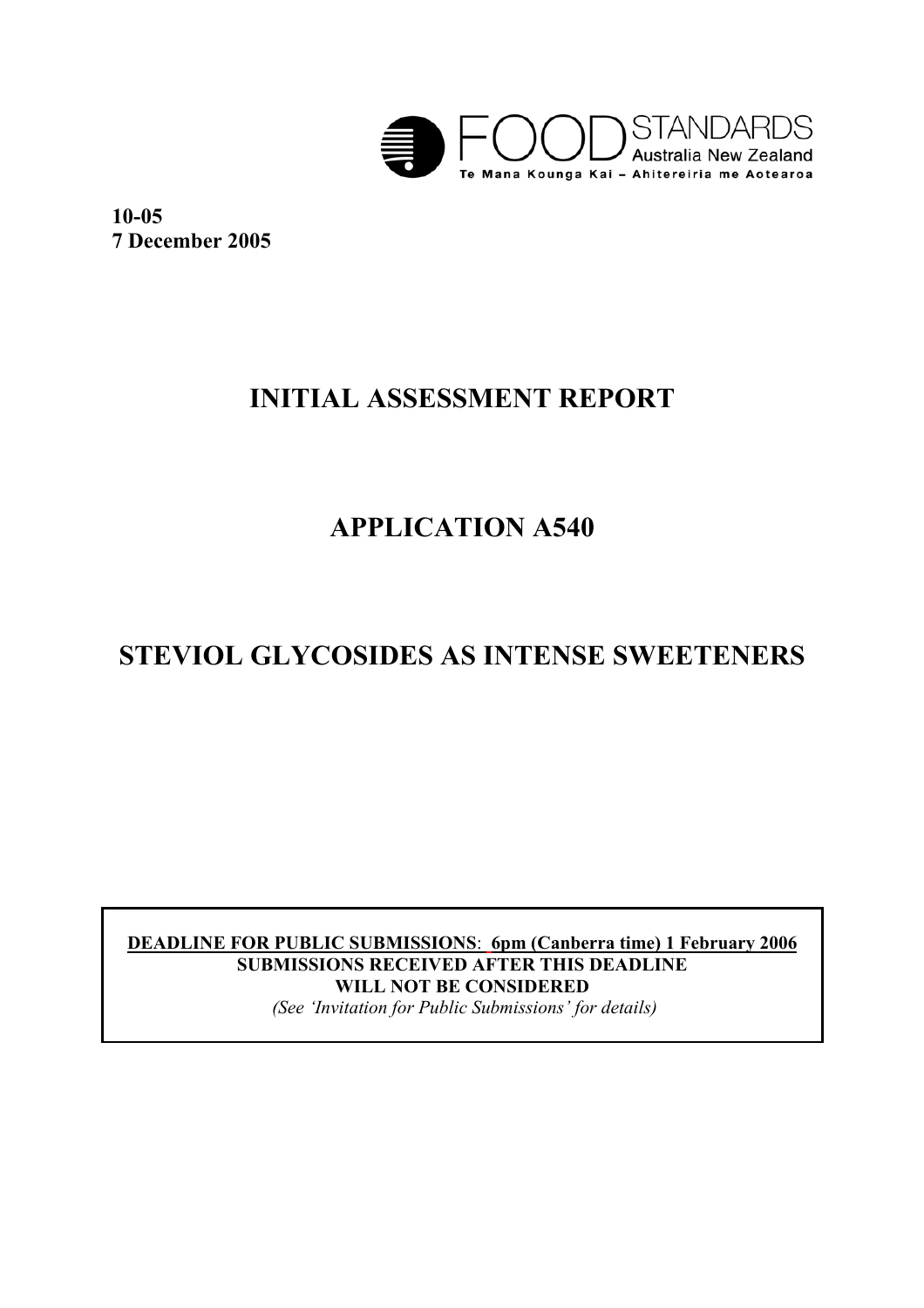FOOD STANDARDS Australia New Zealand
Te Mana Kounga Kai – Ahitereiria me Aotearoa

**10-05**
**7 December 2005**

# INITIAL ASSESSMENT REPORT

# APPLICATION A540

# STEVIOL GLYCOSIDES AS INTENSE SWEETENERS

**DEADLINE FOR PUBLIC SUBMISSIONS: 6pm (Canberra time) 1 February 2006**
**SUBMISSIONS RECEIVED AFTER THIS DEADLINE**
**WILL NOT BE CONSIDERED**
*(See 'Invitation for Public Submissions' for details)*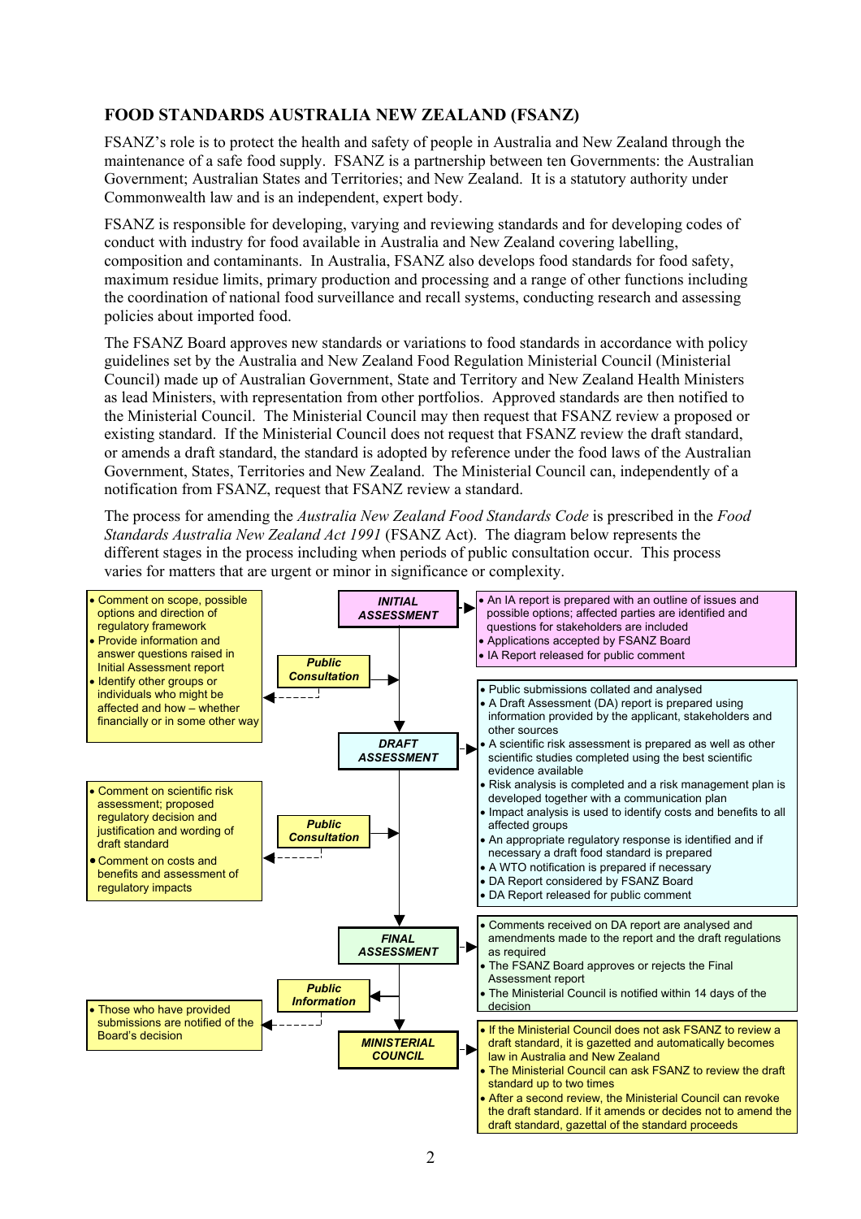## FOOD STANDARDS AUSTRALIA NEW ZEALAND (FSANZ)

FSANZ's role is to protect the health and safety of people in Australia and New Zealand through the maintenance of a safe food supply. FSANZ is a partnership between ten Governments: the Australian Government; Australian States and Territories; and New Zealand. It is a statutory authority under Commonwealth law and is an independent, expert body.

FSANZ is responsible for developing, varying and reviewing standards and for developing codes of conduct with industry for food available in Australia and New Zealand covering labelling, composition and contaminants. In Australia, FSANZ also develops food standards for food safety, maximum residue limits, primary production and processing and a range of other functions including the coordination of national food surveillance and recall systems, conducting research and assessing policies about imported food.

The FSANZ Board approves new standards or variations to food standards in accordance with policy guidelines set by the Australia and New Zealand Food Regulation Ministerial Council (Ministerial Council) made up of Australian Government, State and Territory and New Zealand Health Ministers as lead Ministers, with representation from other portfolios. Approved standards are then notified to the Ministerial Council. The Ministerial Council may then request that FSANZ review a proposed or existing standard. If the Ministerial Council does not request that FSANZ review the draft standard, or amends a draft standard, the standard is adopted by reference under the food laws of the Australian Government, States, Territories and New Zealand. The Ministerial Council can, independently of a notification from FSANZ, request that FSANZ review a standard.

The process for amending the *Australia New Zealand Food Standards Code* is prescribed in the *Food Standards Australia New Zealand Act 1991* (FSANZ Act). The diagram below represents the different stages in the process including when periods of public consultation occur. This process varies for matters that are urgent or minor in significance or complexity.

**INITIAL ASSESSMENT**

- An IA report is prepared with an outline of issues and possible options; affected parties are identified and questions for stakeholders are included
- Applications accepted by FSANZ Board
- IA Report released for public comment

**Public Consultation**

- Comment on scope, possible options and direction of regulatory framework
- Provide information and answer questions raised in Initial Assessment report
- Identify other groups or individuals who might be affected and how – whether financially or in some other way

**DRAFT ASSESSMENT**

- Public submissions collated and analysed
- A Draft Assessment (DA) report is prepared using information provided by the applicant, stakeholders and other sources
- A scientific risk assessment is prepared as well as other scientific studies completed using the best scientific evidence available
- Risk analysis is completed and a risk management plan is developed together with a communication plan
- Impact analysis is used to identify costs and benefits to all affected groups
- An appropriate regulatory response is identified and if necessary a draft food standard is prepared
- A WTO notification is prepared if necessary
- DA Report considered by FSANZ Board
- DA Report released for public comment

**Public Consultation**

- Comment on scientific risk assessment; proposed regulatory decision and justification and wording of draft standard
- Comment on costs and benefits and assessment of regulatory impacts

**FINAL ASSESSMENT**

- Comments received on DA report are analysed and amendments made to the report and the draft regulations as required
- The FSANZ Board approves or rejects the Final Assessment report
- The Ministerial Council is notified within 14 days of the decision

**Public Information**

- Those who have provided submissions are notified of the Board's decision

**MINISTERIAL COUNCIL**

- If the Ministerial Council does not ask FSANZ to review a draft standard, it is gazetted and automatically becomes law in Australia and New Zealand
- The Ministerial Council can ask FSANZ to review the draft standard up to two times
- After a second review, the Ministerial Council can revoke the draft standard. If it amends or decides not to amend the draft standard, gazettal of the standard proceeds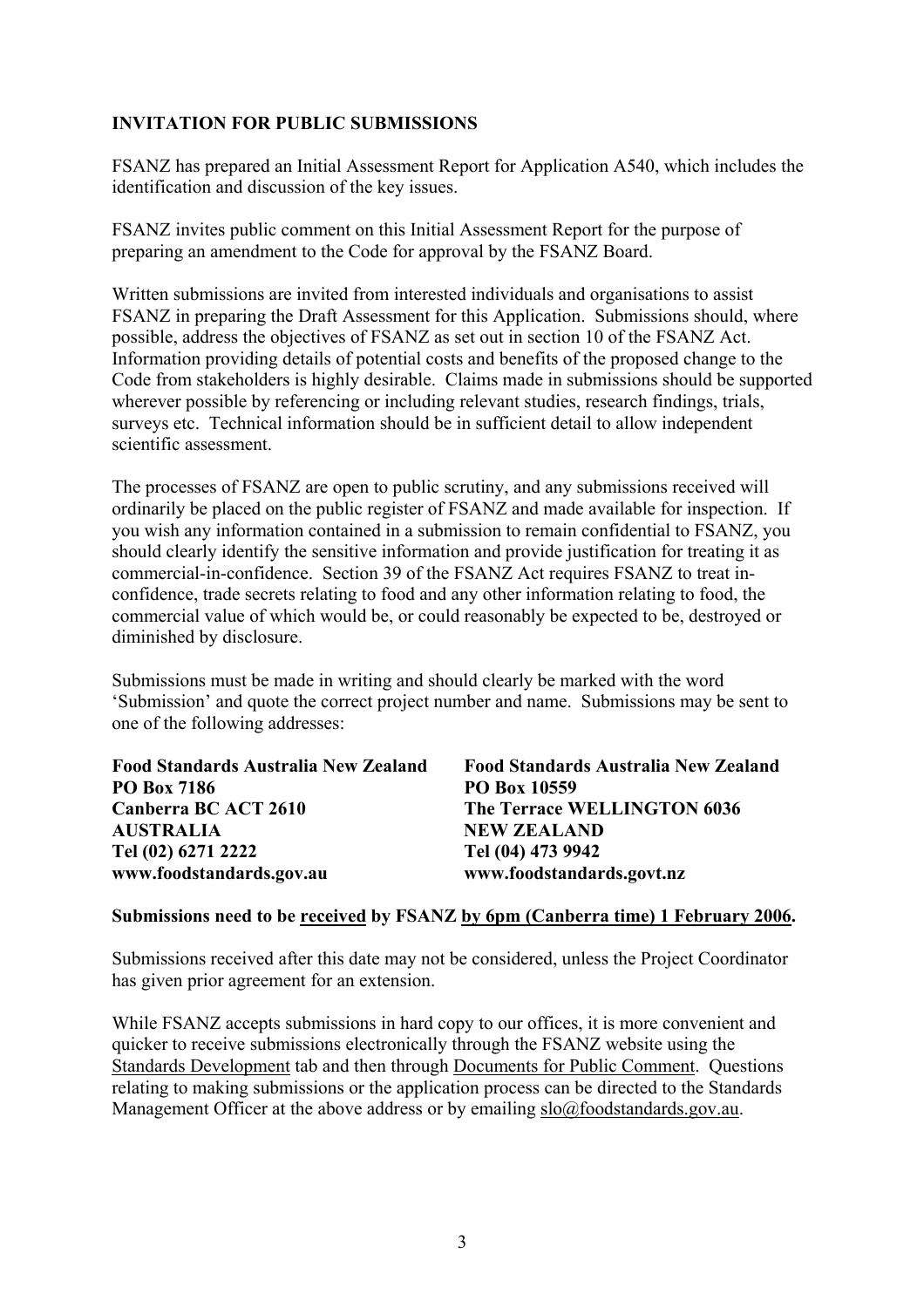## INVITATION FOR PUBLIC SUBMISSIONS

FSANZ has prepared an Initial Assessment Report for Application A540, which includes the identification and discussion of the key issues.

FSANZ invites public comment on this Initial Assessment Report for the purpose of preparing an amendment to the Code for approval by the FSANZ Board.

Written submissions are invited from interested individuals and organisations to assist FSANZ in preparing the Draft Assessment for this Application. Submissions should, where possible, address the objectives of FSANZ as set out in section 10 of the FSANZ Act. Information providing details of potential costs and benefits of the proposed change to the Code from stakeholders is highly desirable. Claims made in submissions should be supported wherever possible by referencing or including relevant studies, research findings, trials, surveys etc. Technical information should be in sufficient detail to allow independent scientific assessment.

The processes of FSANZ are open to public scrutiny, and any submissions received will ordinarily be placed on the public register of FSANZ and made available for inspection. If you wish any information contained in a submission to remain confidential to FSANZ, you should clearly identify the sensitive information and provide justification for treating it as commercial-in-confidence. Section 39 of the FSANZ Act requires FSANZ to treat in-confidence, trade secrets relating to food and any other information relating to food, the commercial value of which would be, or could reasonably be expected to be, destroyed or diminished by disclosure.

Submissions must be made in writing and should clearly be marked with the word 'Submission' and quote the correct project number and name. Submissions may be sent to one of the following addresses:

**Food Standards Australia New Zealand**
**PO Box 7186**
**Canberra BC ACT 2610**
**AUSTRALIA**
**Tel (02) 6271 2222**
**www.foodstandards.gov.au**

**Food Standards Australia New Zealand**
**PO Box 10559**
**The Terrace WELLINGTON 6036**
**NEW ZEALAND**
**Tel (04) 473 9942**
**www.foodstandards.govt.nz**

**Submissions need to be received by FSANZ by 6pm (Canberra time) 1 February 2006.**

Submissions received after this date may not be considered, unless the Project Coordinator has given prior agreement for an extension.

While FSANZ accepts submissions in hard copy to our offices, it is more convenient and quicker to receive submissions electronically through the FSANZ website using the Standards Development tab and then through Documents for Public Comment. Questions relating to making submissions or the application process can be directed to the Standards Management Officer at the above address or by emailing slo@foodstandards.gov.au.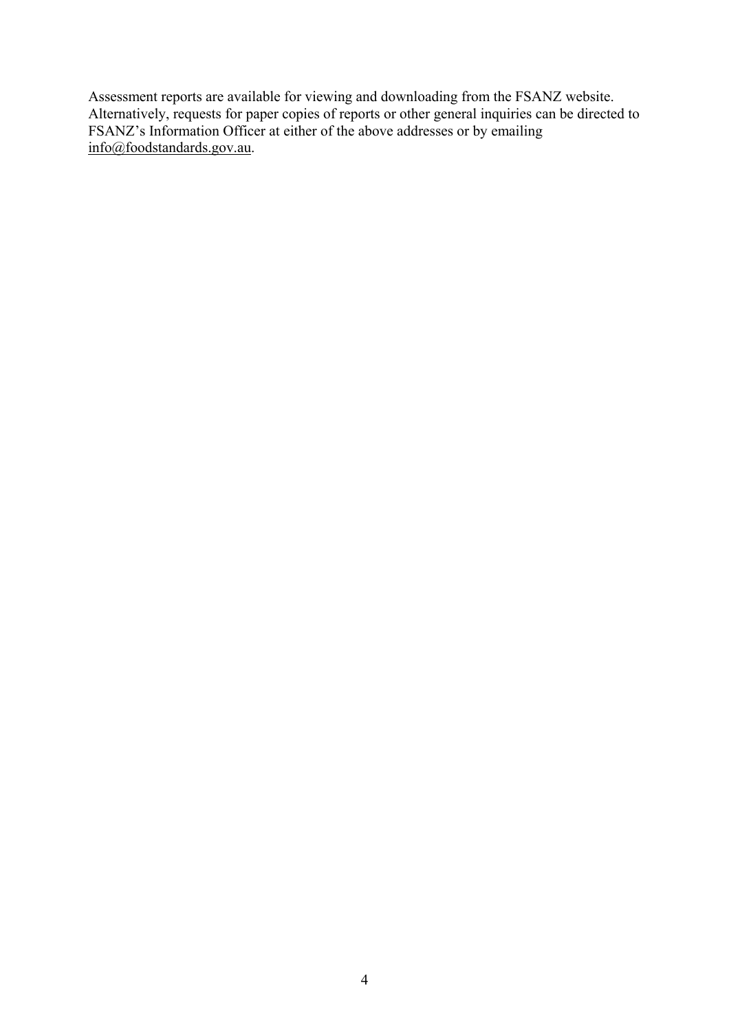Assessment reports are available for viewing and downloading from the FSANZ website. Alternatively, requests for paper copies of reports or other general inquiries can be directed to FSANZ's Information Officer at either of the above addresses or by emailing info@foodstandards.gov.au.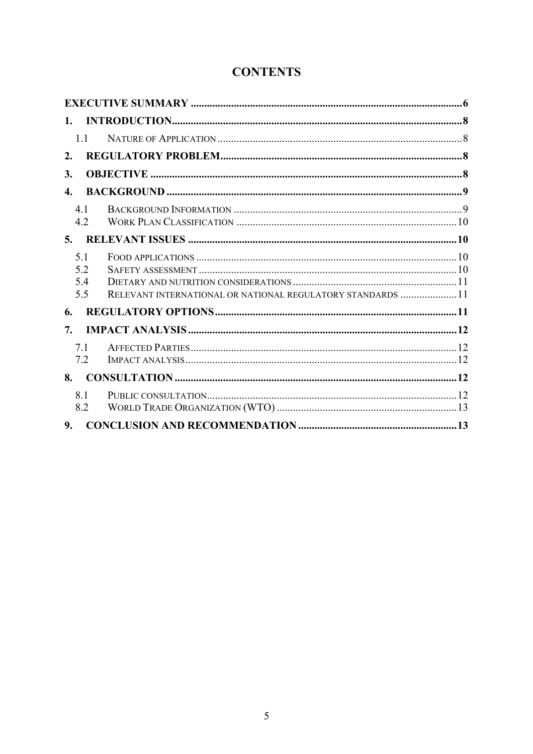# CONTENTS

**EXECUTIVE SUMMARY** .......... 6

**1. INTRODUCTION** .......... 8

- 1.1 NATURE OF APPLICATION .......... 8

**2. REGULATORY PROBLEM** .......... 8

**3. OBJECTIVE** .......... 8

**4. BACKGROUND** .......... 9

- 4.1 BACKGROUND INFORMATION .......... 9
- 4.2 WORK PLAN CLASSIFICATION .......... 10

**5. RELEVANT ISSUES** .......... 10

- 5.1 FOOD APPLICATIONS .......... 10
- 5.2 SAFETY ASSESSMENT .......... 10
- 5.4 DIETARY AND NUTRITION CONSIDERATIONS .......... 11
- 5.5 RELEVANT INTERNATIONAL OR NATIONAL REGULATORY STANDARDS .......... 11

**6. REGULATORY OPTIONS** .......... 11

**7. IMPACT ANALYSIS** .......... 12

- 7.1 AFFECTED PARTIES .......... 12
- 7.2 IMPACT ANALYSIS .......... 12

**8. CONSULTATION** .......... 12

- 8.1 PUBLIC CONSULTATION .......... 12
- 8.2 WORLD TRADE ORGANIZATION (WTO) .......... 13

**9. CONCLUSION AND RECOMMENDATION** .......... 13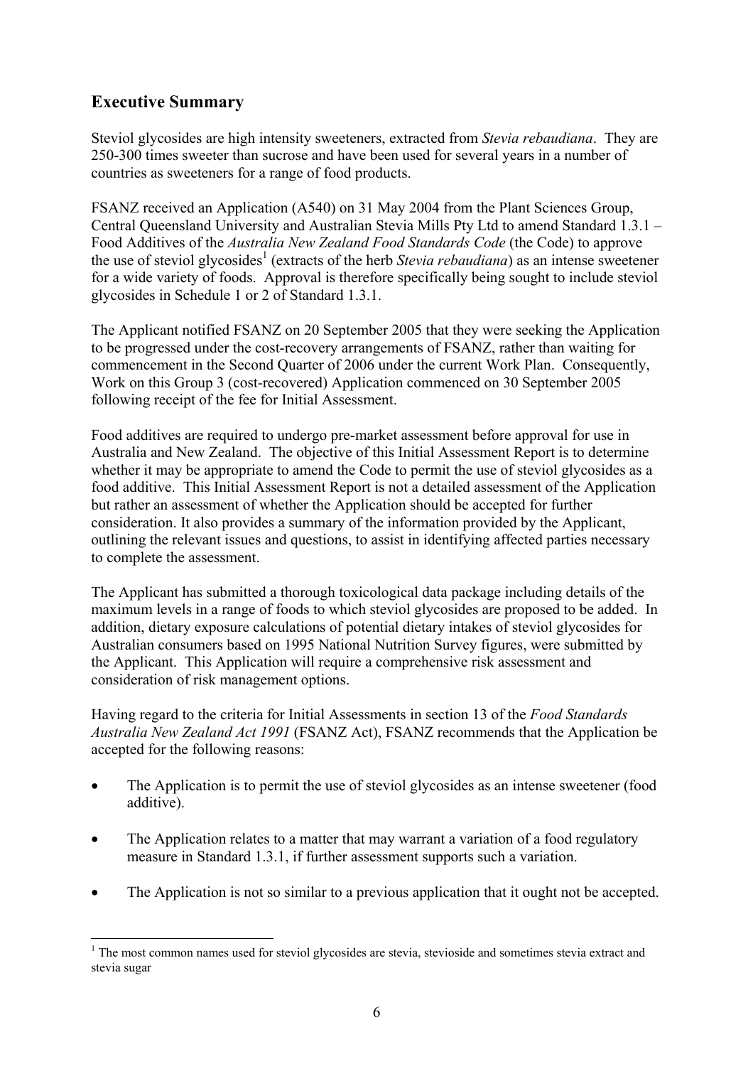## Executive Summary

Steviol glycosides are high intensity sweeteners, extracted from *Stevia rebaudiana*. They are 250-300 times sweeter than sucrose and have been used for several years in a number of countries as sweeteners for a range of food products.

FSANZ received an Application (A540) on 31 May 2004 from the Plant Sciences Group, Central Queensland University and Australian Stevia Mills Pty Ltd to amend Standard 1.3.1 – Food Additives of the *Australia New Zealand Food Standards Code* (the Code) to approve the use of steviol glycosides[1] (extracts of the herb *Stevia rebaudiana*) as an intense sweetener for a wide variety of foods. Approval is therefore specifically being sought to include steviol glycosides in Schedule 1 or 2 of Standard 1.3.1.

The Applicant notified FSANZ on 20 September 2005 that they were seeking the Application to be progressed under the cost-recovery arrangements of FSANZ, rather than waiting for commencement in the Second Quarter of 2006 under the current Work Plan. Consequently, Work on this Group 3 (cost-recovered) Application commenced on 30 September 2005 following receipt of the fee for Initial Assessment.

Food additives are required to undergo pre-market assessment before approval for use in Australia and New Zealand. The objective of this Initial Assessment Report is to determine whether it may be appropriate to amend the Code to permit the use of steviol glycosides as a food additive. This Initial Assessment Report is not a detailed assessment of the Application but rather an assessment of whether the Application should be accepted for further consideration. It also provides a summary of the information provided by the Applicant, outlining the relevant issues and questions, to assist in identifying affected parties necessary to complete the assessment.

The Applicant has submitted a thorough toxicological data package including details of the maximum levels in a range of foods to which steviol glycosides are proposed to be added. In addition, dietary exposure calculations of potential dietary intakes of steviol glycosides for Australian consumers based on 1995 National Nutrition Survey figures, were submitted by the Applicant. This Application will require a comprehensive risk assessment and consideration of risk management options.

Having regard to the criteria for Initial Assessments in section 13 of the *Food Standards Australia New Zealand Act 1991* (FSANZ Act), FSANZ recommends that the Application be accepted for the following reasons:

- The Application is to permit the use of steviol glycosides as an intense sweetener (food additive).
- The Application relates to a matter that may warrant a variation of a food regulatory measure in Standard 1.3.1, if further assessment supports such a variation.
- The Application is not so similar to a previous application that it ought not be accepted.

[1] The most common names used for steviol glycosides are stevia, stevioside and sometimes stevia extract and stevia sugar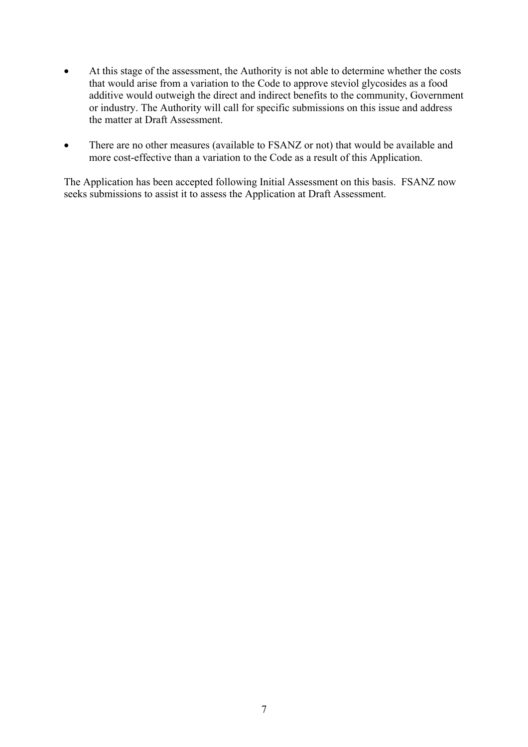- At this stage of the assessment, the Authority is not able to determine whether the costs that would arise from a variation to the Code to approve steviol glycosides as a food additive would outweigh the direct and indirect benefits to the community, Government or industry. The Authority will call for specific submissions on this issue and address the matter at Draft Assessment.

- There are no other measures (available to FSANZ or not) that would be available and more cost-effective than a variation to the Code as a result of this Application.

The Application has been accepted following Initial Assessment on this basis. FSANZ now seeks submissions to assist it to assess the Application at Draft Assessment.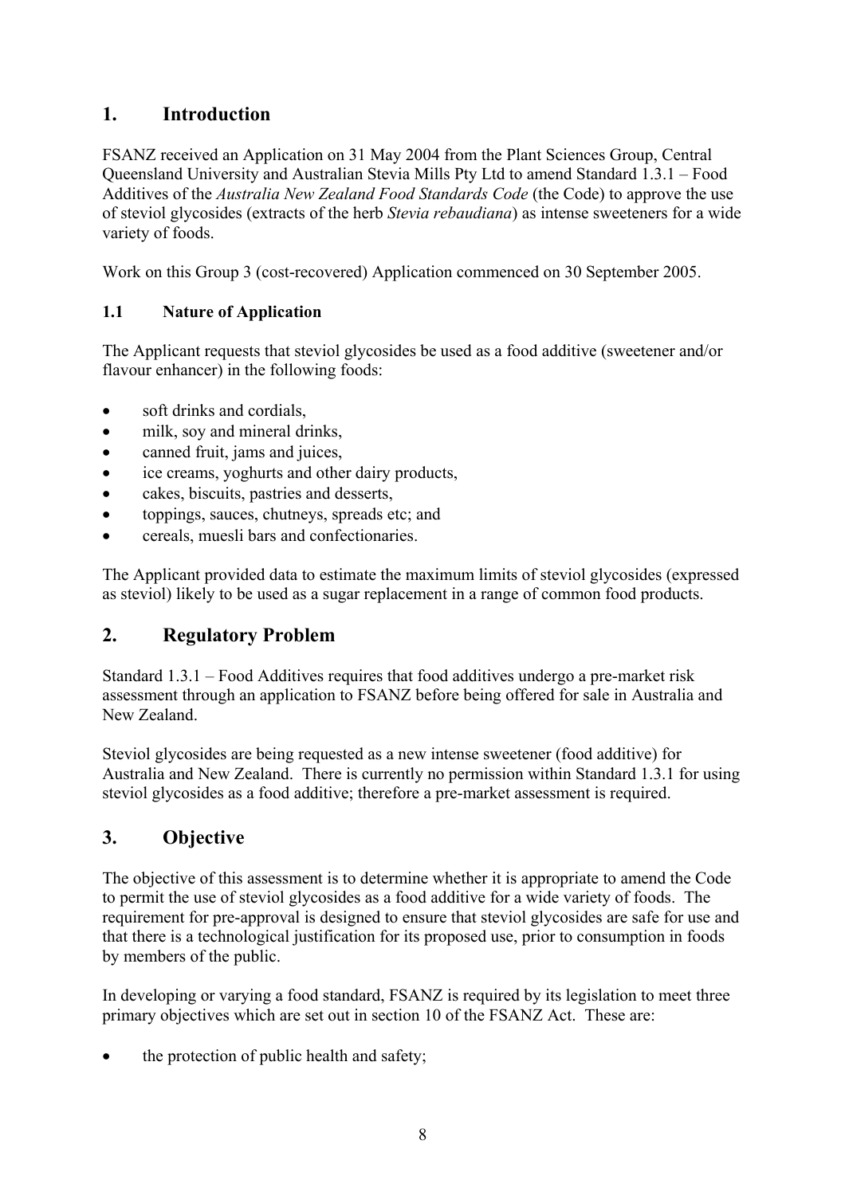## 1. Introduction

FSANZ received an Application on 31 May 2004 from the Plant Sciences Group, Central Queensland University and Australian Stevia Mills Pty Ltd to amend Standard 1.3.1 – Food Additives of the *Australia New Zealand Food Standards Code* (the Code) to approve the use of steviol glycosides (extracts of the herb *Stevia rebaudiana*) as intense sweeteners for a wide variety of foods.

Work on this Group 3 (cost-recovered) Application commenced on 30 September 2005.

### 1.1 Nature of Application

The Applicant requests that steviol glycosides be used as a food additive (sweetener and/or flavour enhancer) in the following foods:

- soft drinks and cordials,
- milk, soy and mineral drinks,
- canned fruit, jams and juices,
- ice creams, yoghurts and other dairy products,
- cakes, biscuits, pastries and desserts,
- toppings, sauces, chutneys, spreads etc; and
- cereals, muesli bars and confectionaries.

The Applicant provided data to estimate the maximum limits of steviol glycosides (expressed as steviol) likely to be used as a sugar replacement in a range of common food products.

## 2. Regulatory Problem

Standard 1.3.1 – Food Additives requires that food additives undergo a pre-market risk assessment through an application to FSANZ before being offered for sale in Australia and New Zealand.

Steviol glycosides are being requested as a new intense sweetener (food additive) for Australia and New Zealand. There is currently no permission within Standard 1.3.1 for using steviol glycosides as a food additive; therefore a pre-market assessment is required.

## 3. Objective

The objective of this assessment is to determine whether it is appropriate to amend the Code to permit the use of steviol glycosides as a food additive for a wide variety of foods. The requirement for pre-approval is designed to ensure that steviol glycosides are safe for use and that there is a technological justification for its proposed use, prior to consumption in foods by members of the public.

In developing or varying a food standard, FSANZ is required by its legislation to meet three primary objectives which are set out in section 10 of the FSANZ Act. These are:

- the protection of public health and safety;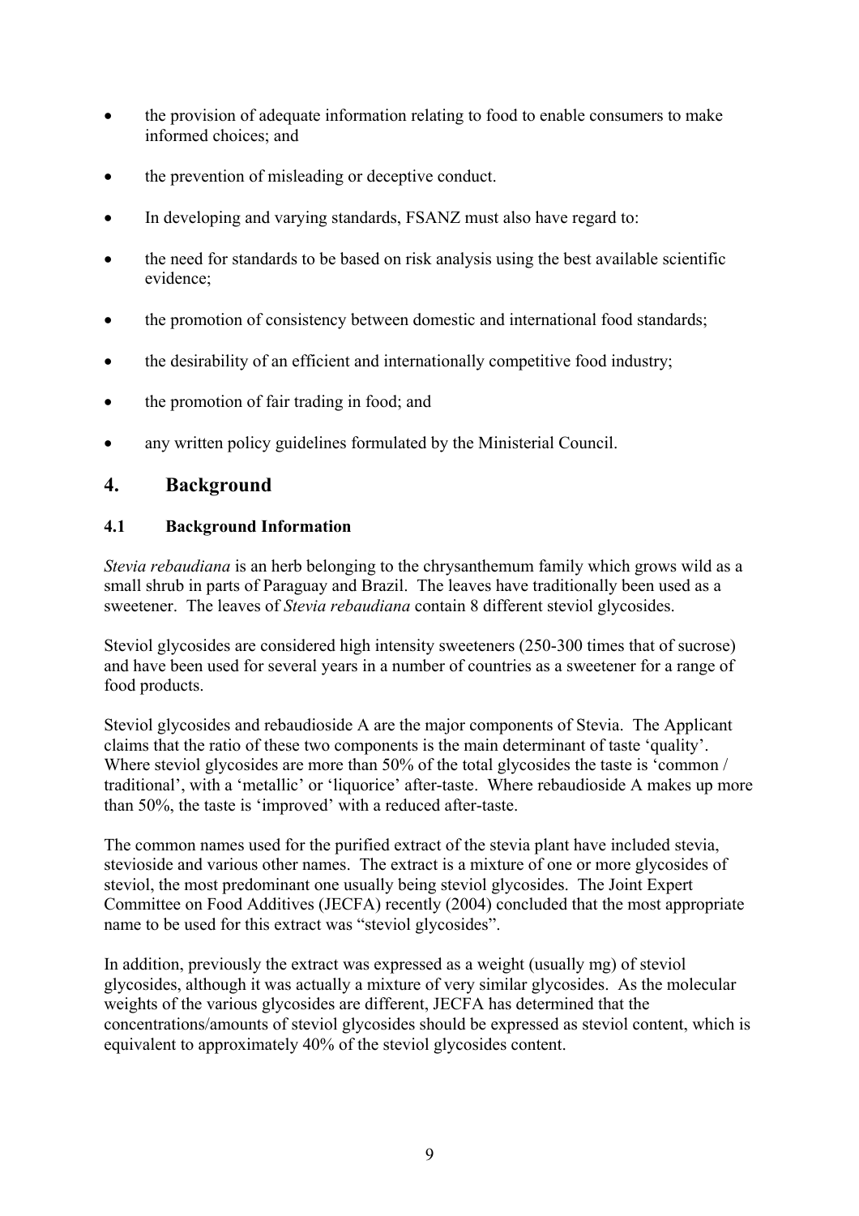- the provision of adequate information relating to food to enable consumers to make informed choices; and
- the prevention of misleading or deceptive conduct.
- In developing and varying standards, FSANZ must also have regard to:
- the need for standards to be based on risk analysis using the best available scientific evidence;
- the promotion of consistency between domestic and international food standards;
- the desirability of an efficient and internationally competitive food industry;
- the promotion of fair trading in food; and
- any written policy guidelines formulated by the Ministerial Council.

## 4. Background

### 4.1 Background Information

*Stevia rebaudiana* is an herb belonging to the chrysanthemum family which grows wild as a small shrub in parts of Paraguay and Brazil. The leaves have traditionally been used as a sweetener. The leaves of *Stevia rebaudiana* contain 8 different steviol glycosides.

Steviol glycosides are considered high intensity sweeteners (250-300 times that of sucrose) and have been used for several years in a number of countries as a sweetener for a range of food products.

Steviol glycosides and rebaudioside A are the major components of Stevia. The Applicant claims that the ratio of these two components is the main determinant of taste 'quality'. Where steviol glycosides are more than 50% of the total glycosides the taste is 'common / traditional', with a 'metallic' or 'liquorice' after-taste. Where rebaudioside A makes up more than 50%, the taste is 'improved' with a reduced after-taste.

The common names used for the purified extract of the stevia plant have included stevia, stevioside and various other names. The extract is a mixture of one or more glycosides of steviol, the most predominant one usually being steviol glycosides. The Joint Expert Committee on Food Additives (JECFA) recently (2004) concluded that the most appropriate name to be used for this extract was "steviol glycosides".

In addition, previously the extract was expressed as a weight (usually mg) of steviol glycosides, although it was actually a mixture of very similar glycosides. As the molecular weights of the various glycosides are different, JECFA has determined that the concentrations/amounts of steviol glycosides should be expressed as steviol content, which is equivalent to approximately 40% of the steviol glycosides content.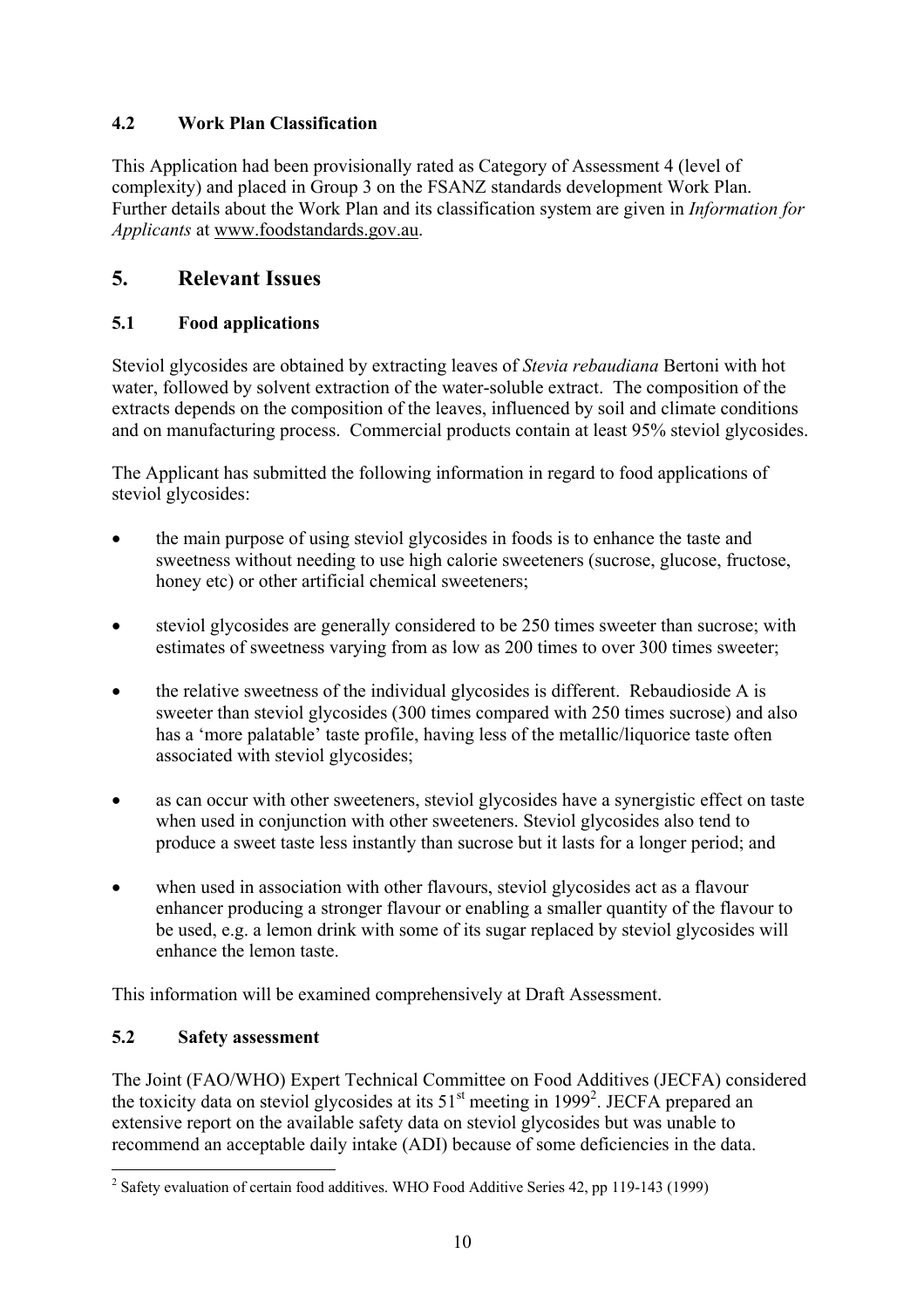### 4.2 Work Plan Classification

This Application had been provisionally rated as Category of Assessment 4 (level of complexity) and placed in Group 3 on the FSANZ standards development Work Plan. Further details about the Work Plan and its classification system are given in *Information for Applicants* at www.foodstandards.gov.au.

## 5. Relevant Issues

### 5.1 Food applications

Steviol glycosides are obtained by extracting leaves of *Stevia rebaudiana* Bertoni with hot water, followed by solvent extraction of the water-soluble extract. The composition of the extracts depends on the composition of the leaves, influenced by soil and climate conditions and on manufacturing process. Commercial products contain at least 95% steviol glycosides.

The Applicant has submitted the following information in regard to food applications of steviol glycosides:

- the main purpose of using steviol glycosides in foods is to enhance the taste and sweetness without needing to use high calorie sweeteners (sucrose, glucose, fructose, honey etc) or other artificial chemical sweeteners;

- steviol glycosides are generally considered to be 250 times sweeter than sucrose; with estimates of sweetness varying from as low as 200 times to over 300 times sweeter;

- the relative sweetness of the individual glycosides is different. Rebaudioside A is sweeter than steviol glycosides (300 times compared with 250 times sucrose) and also has a 'more palatable' taste profile, having less of the metallic/liquorice taste often associated with steviol glycosides;

- as can occur with other sweeteners, steviol glycosides have a synergistic effect on taste when used in conjunction with other sweeteners. Steviol glycosides also tend to produce a sweet taste less instantly than sucrose but it lasts for a longer period; and

- when used in association with other flavours, steviol glycosides act as a flavour enhancer producing a stronger flavour or enabling a smaller quantity of the flavour to be used, e.g. a lemon drink with some of its sugar replaced by steviol glycosides will enhance the lemon taste.

This information will be examined comprehensively at Draft Assessment.

### 5.2 Safety assessment

The Joint (FAO/WHO) Expert Technical Committee on Food Additives (JECFA) considered the toxicity data on steviol glycosides at its 51st meeting in 1999[2]. JECFA prepared an extensive report on the available safety data on steviol glycosides but was unable to recommend an acceptable daily intake (ADI) because of some deficiencies in the data.

[2] Safety evaluation of certain food additives. WHO Food Additive Series 42, pp 119-143 (1999)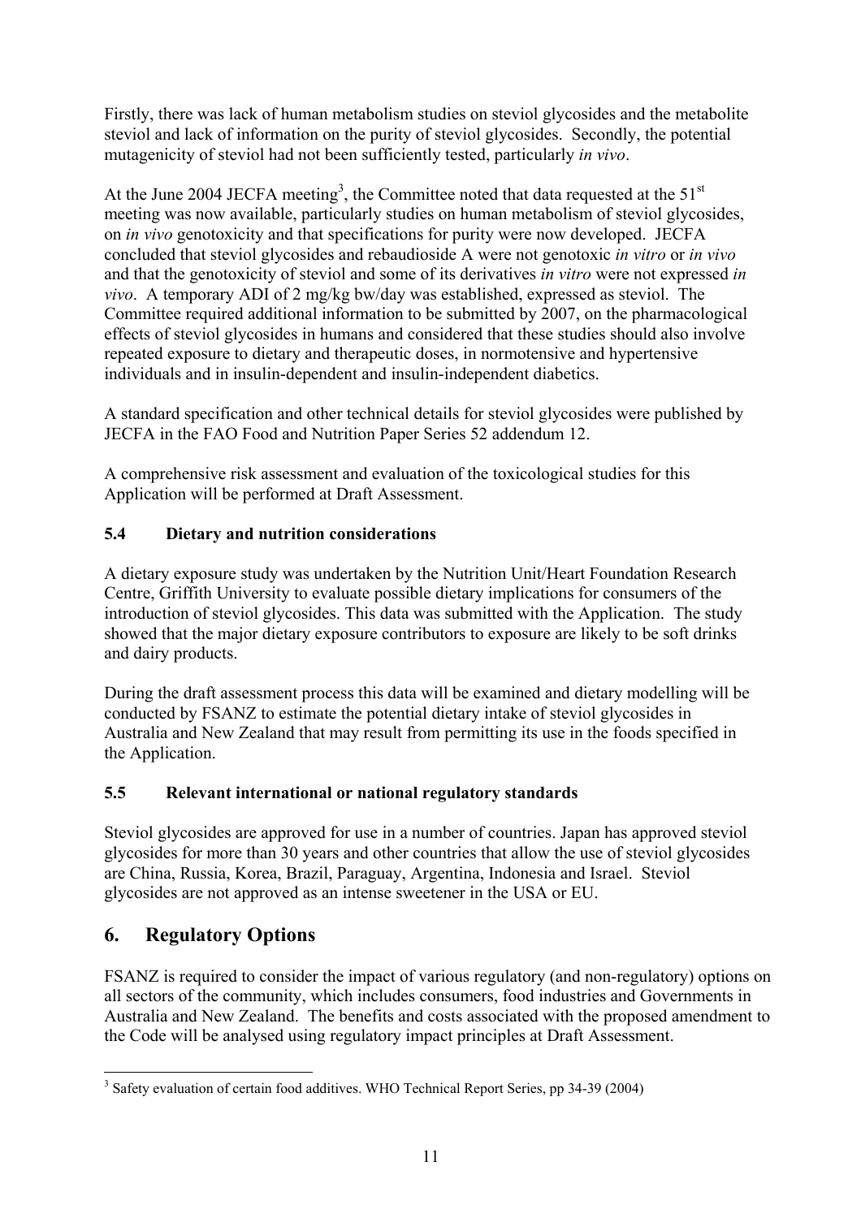Firstly, there was lack of human metabolism studies on steviol glycosides and the metabolite steviol and lack of information on the purity of steviol glycosides. Secondly, the potential mutagenicity of steviol had not been sufficiently tested, particularly *in vivo*.

At the June 2004 JECFA meeting[3], the Committee noted that data requested at the 51$^{st}$ meeting was now available, particularly studies on human metabolism of steviol glycosides, on *in vivo* genotoxicity and that specifications for purity were now developed. JECFA concluded that steviol glycosides and rebaudioside A were not genotoxic *in vitro* or *in vivo* and that the genotoxicity of steviol and some of its derivatives *in vitro* were not expressed *in vivo*. A temporary ADI of 2 mg/kg bw/day was established, expressed as steviol. The Committee required additional information to be submitted by 2007, on the pharmacological effects of steviol glycosides in humans and considered that these studies should also involve repeated exposure to dietary and therapeutic doses, in normotensive and hypertensive individuals and in insulin-dependent and insulin-independent diabetics.

A standard specification and other technical details for steviol glycosides were published by JECFA in the FAO Food and Nutrition Paper Series 52 addendum 12.

A comprehensive risk assessment and evaluation of the toxicological studies for this Application will be performed at Draft Assessment.

### 5.4 Dietary and nutrition considerations

A dietary exposure study was undertaken by the Nutrition Unit/Heart Foundation Research Centre, Griffith University to evaluate possible dietary implications for consumers of the introduction of steviol glycosides. This data was submitted with the Application. The study showed that the major dietary exposure contributors to exposure are likely to be soft drinks and dairy products.

During the draft assessment process this data will be examined and dietary modelling will be conducted by FSANZ to estimate the potential dietary intake of steviol glycosides in Australia and New Zealand that may result from permitting its use in the foods specified in the Application.

### 5.5 Relevant international or national regulatory standards

Steviol glycosides are approved for use in a number of countries. Japan has approved steviol glycosides for more than 30 years and other countries that allow the use of steviol glycosides are China, Russia, Korea, Brazil, Paraguay, Argentina, Indonesia and Israel. Steviol glycosides are not approved as an intense sweetener in the USA or EU.

## 6. Regulatory Options

FSANZ is required to consider the impact of various regulatory (and non-regulatory) options on all sectors of the community, which includes consumers, food industries and Governments in Australia and New Zealand. The benefits and costs associated with the proposed amendment to the Code will be analysed using regulatory impact principles at Draft Assessment.

---

[3] Safety evaluation of certain food additives. WHO Technical Report Series, pp 34-39 (2004)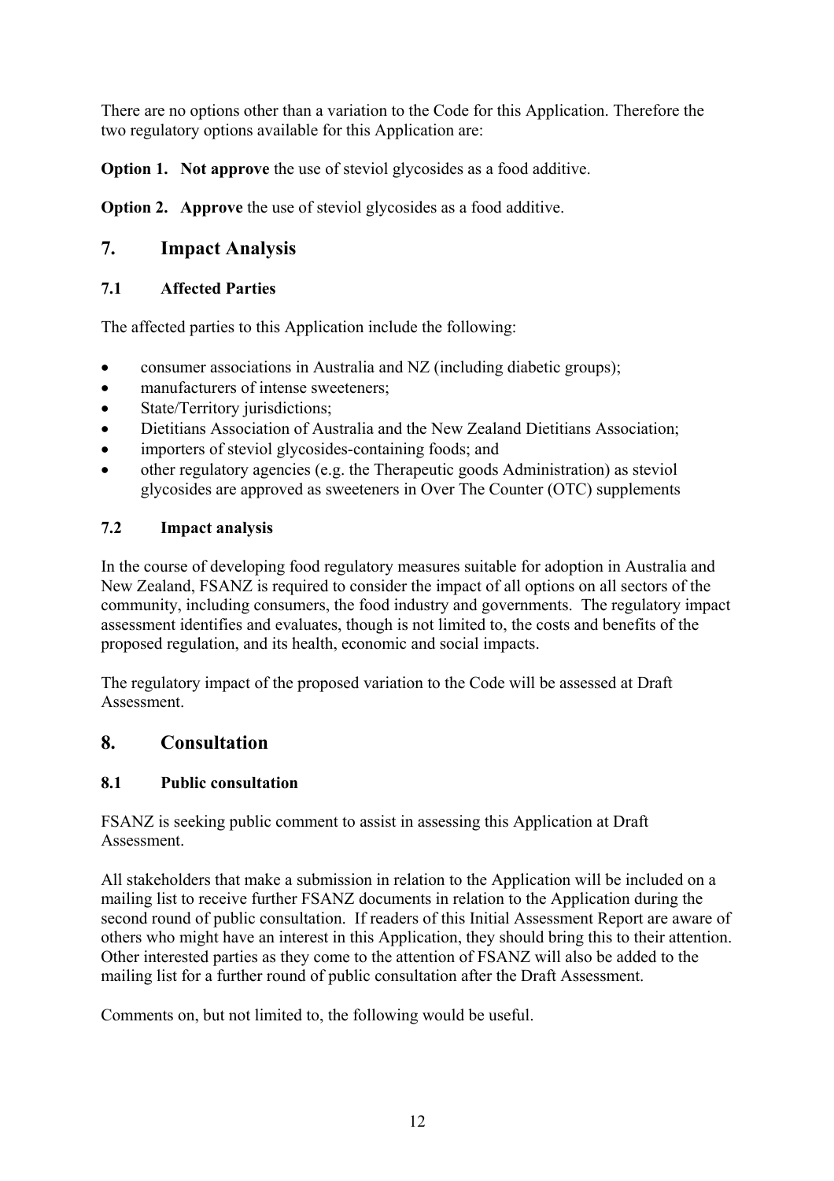There are no options other than a variation to the Code for this Application. Therefore the two regulatory options available for this Application are:

**Option 1. Not approve** the use of steviol glycosides as a food additive.

**Option 2. Approve** the use of steviol glycosides as a food additive.

## 7. Impact Analysis

### 7.1 Affected Parties

The affected parties to this Application include the following:

- consumer associations in Australia and NZ (including diabetic groups);
- manufacturers of intense sweeteners;
- State/Territory jurisdictions;
- Dietitians Association of Australia and the New Zealand Dietitians Association;
- importers of steviol glycosides-containing foods; and
- other regulatory agencies (e.g. the Therapeutic goods Administration) as steviol glycosides are approved as sweeteners in Over The Counter (OTC) supplements

### 7.2 Impact analysis

In the course of developing food regulatory measures suitable for adoption in Australia and New Zealand, FSANZ is required to consider the impact of all options on all sectors of the community, including consumers, the food industry and governments. The regulatory impact assessment identifies and evaluates, though is not limited to, the costs and benefits of the proposed regulation, and its health, economic and social impacts.

The regulatory impact of the proposed variation to the Code will be assessed at Draft Assessment.

## 8. Consultation

### 8.1 Public consultation

FSANZ is seeking public comment to assist in assessing this Application at Draft Assessment.

All stakeholders that make a submission in relation to the Application will be included on a mailing list to receive further FSANZ documents in relation to the Application during the second round of public consultation. If readers of this Initial Assessment Report are aware of others who might have an interest in this Application, they should bring this to their attention. Other interested parties as they come to the attention of FSANZ will also be added to the mailing list for a further round of public consultation after the Draft Assessment.

Comments on, but not limited to, the following would be useful.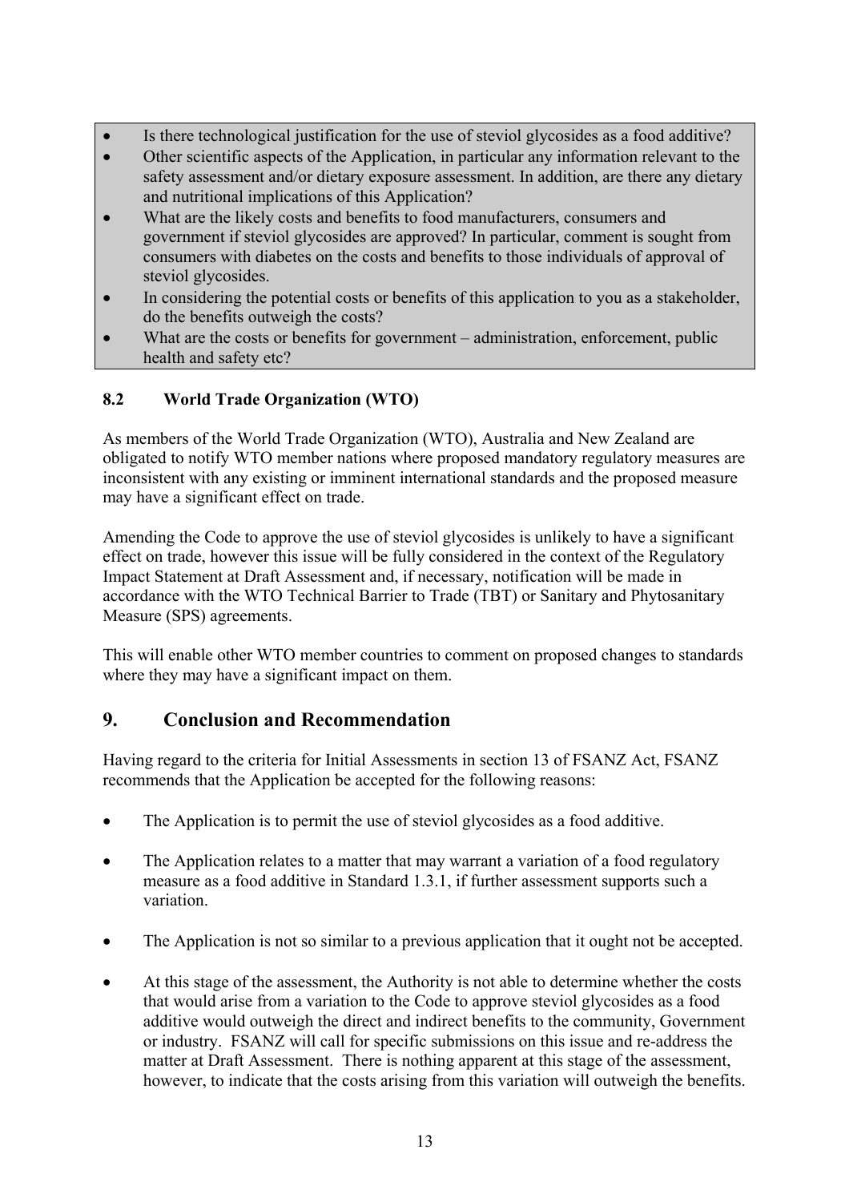- Is there technological justification for the use of steviol glycosides as a food additive?
- Other scientific aspects of the Application, in particular any information relevant to the safety assessment and/or dietary exposure assessment. In addition, are there any dietary and nutritional implications of this Application?
- What are the likely costs and benefits to food manufacturers, consumers and government if steviol glycosides are approved? In particular, comment is sought from consumers with diabetes on the costs and benefits to those individuals of approval of steviol glycosides.
- In considering the potential costs or benefits of this application to you as a stakeholder, do the benefits outweigh the costs?
- What are the costs or benefits for government – administration, enforcement, public health and safety etc?

### 8.2 World Trade Organization (WTO)

As members of the World Trade Organization (WTO), Australia and New Zealand are obligated to notify WTO member nations where proposed mandatory regulatory measures are inconsistent with any existing or imminent international standards and the proposed measure may have a significant effect on trade.

Amending the Code to approve the use of steviol glycosides is unlikely to have a significant effect on trade, however this issue will be fully considered in the context of the Regulatory Impact Statement at Draft Assessment and, if necessary, notification will be made in accordance with the WTO Technical Barrier to Trade (TBT) or Sanitary and Phytosanitary Measure (SPS) agreements.

This will enable other WTO member countries to comment on proposed changes to standards where they may have a significant impact on them.

## 9. Conclusion and Recommendation

Having regard to the criteria for Initial Assessments in section 13 of FSANZ Act, FSANZ recommends that the Application be accepted for the following reasons:

- The Application is to permit the use of steviol glycosides as a food additive.

- The Application relates to a matter that may warrant a variation of a food regulatory measure as a food additive in Standard 1.3.1, if further assessment supports such a variation.

- The Application is not so similar to a previous application that it ought not be accepted.

- At this stage of the assessment, the Authority is not able to determine whether the costs that would arise from a variation to the Code to approve steviol glycosides as a food additive would outweigh the direct and indirect benefits to the community, Government or industry. FSANZ will call for specific submissions on this issue and re-address the matter at Draft Assessment. There is nothing apparent at this stage of the assessment, however, to indicate that the costs arising from this variation will outweigh the benefits.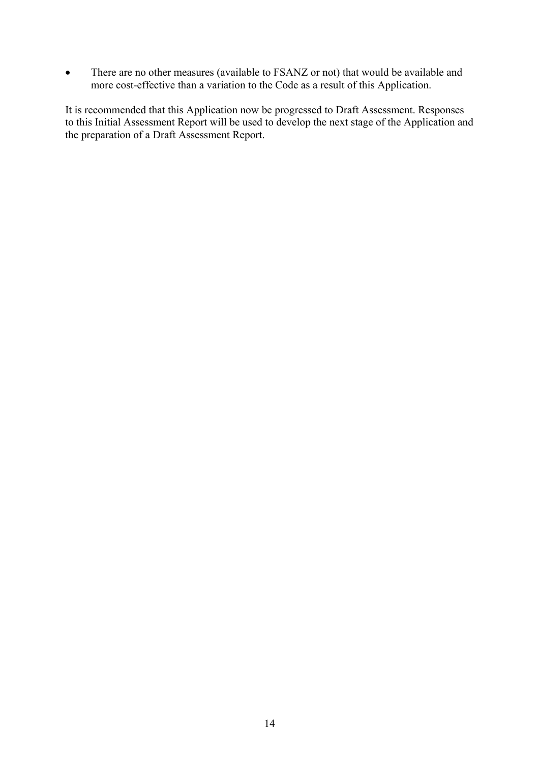- There are no other measures (available to FSANZ or not) that would be available and more cost-effective than a variation to the Code as a result of this Application.

It is recommended that this Application now be progressed to Draft Assessment. Responses to this Initial Assessment Report will be used to develop the next stage of the Application and the preparation of a Draft Assessment Report.